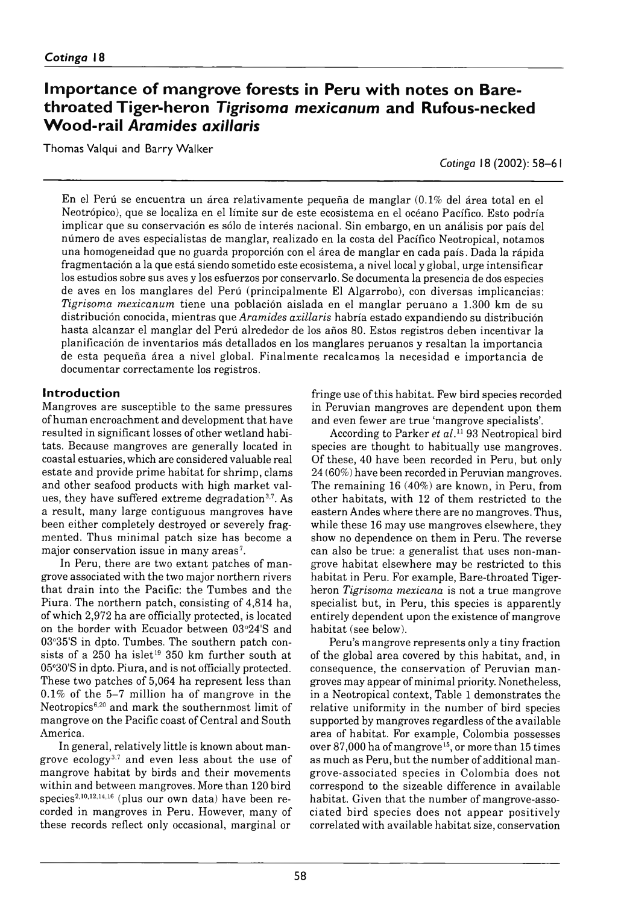# Importance of mangrove forests in Peru with notes on Bare-throated Tiger-heron *Tigrisoma mexicanum* and Rufous-necked Wood-rail *Aramides axillaris*

Thomas Valqui and Barry Walker

Cotinga 18 (2002): 58–61

En el Perú se encuentra un área relativamente pequeña de manglar (0.1% del área total en el Neotrópico), que se localiza en el límite sur de este ecosistema en el océano Pacífico. Esto podría implicar que su conservación es sólo de interés nacional. Sin embargo, en un análisis por país del número de aves especialistas de manglar, realizado en la costa del Pacífico Neotropical, notamos una homogeneidad que no guarda proporción con el área de manglar en cada país. Dada la rápida fragmentación a la que está siendo sometido este ecosistema, a nivel local y global, urge intensificar los estudios sobre sus aves y los esfuerzos por conservarlo. Se documenta la presencia de dos especies de aves en los manglares del Perú (principalmente El Algarrobo), con diversas implicancias: *Tigrisoma mexicanum* tiene una población aislada en el manglar peruano a 1.300 km de su distribución conocida, mientras que *Aramides axillaris* habría estado expandiendo su distribución hasta alcanzar el manglar del Perú alrededor de los años 80. Estos registros deben incentivar la planificación de inventarios más detallados en los manglares peruanos y resaltan la importancia de esta pequeña área a nivel global. Finalmente recalcamos la necesidad e importancia de documentar correctamente los registros.

## Introduction

Mangroves are susceptible to the same pressures of human encroachment and development that have resulted in significant losses of other wetland habitats. Because mangroves are generally located in coastal estuaries, which are considered valuable real estate and provide prime habitat for shrimp, clams and other seafood products with high market values, they have suffered extreme degradation[3,7]. As a result, many large contiguous mangroves have been either completely destroyed or severely fragmented. Thus minimal patch size has become a major conservation issue in many areas[7].

In Peru, there are two extant patches of mangrove associated with the two major northern rivers that drain into the Pacific: the Tumbes and the Piura. The northern patch, consisting of 4,814 ha, of which 2,972 ha are officially protected, is located on the border with Ecuador between 03°24'S and 03°35'S in dpto. Tumbes. The southern patch consists of a 250 ha islet[19] 350 km further south at 05°30'S in dpto. Piura, and is not officially protected. These two patches of 5,064 ha represent less than 0.1% of the 5–7 million ha of mangrove in the Neotropics[6,20] and mark the southernmost limit of mangrove on the Pacific coast of Central and South America.

In general, relatively little is known about mangrove ecology[3,7] and even less about the use of mangrove habitat by birds and their movements within and between mangroves. More than 120 bird species[2,10,12,14,16] (plus our own data) have been recorded in mangroves in Peru. However, many of these records reflect only occasional, marginal or fringe use of this habitat. Few bird species recorded in Peruvian mangroves are dependent upon them and even fewer are true 'mangrove specialists'.

According to Parker *et al.*[11] 93 Neotropical bird species are thought to habitually use mangroves. Of these, 40 have been recorded in Peru, but only 24 (60%) have been recorded in Peruvian mangroves. The remaining 16 (40%) are known, in Peru, from other habitats, with 12 of them restricted to the eastern Andes where there are no mangroves. Thus, while these 16 may use mangroves elsewhere, they show no dependence on them in Peru. The reverse can also be true: a generalist that uses non-mangrove habitat elsewhere may be restricted to this habitat in Peru. For example, Bare-throated Tiger-heron *Tigrisoma mexicana* is not a true mangrove specialist but, in Peru, this species is apparently entirely dependent upon the existence of mangrove habitat (see below).

Peru's mangrove represents only a tiny fraction of the global area covered by this habitat, and, in consequence, the conservation of Peruvian mangroves may appear of minimal priority. Nonetheless, in a Neotropical context, Table 1 demonstrates the relative uniformity in the number of bird species supported by mangroves regardless of the available area of habitat. For example, Colombia possesses over 87,000 ha of mangrove[15], or more than 15 times as much as Peru, but the number of additional mangrove-associated species in Colombia does not correspond to the sizeable difference in available habitat. Given that the number of mangrove-associated bird species does not appear positively correlated with available habitat size, conservation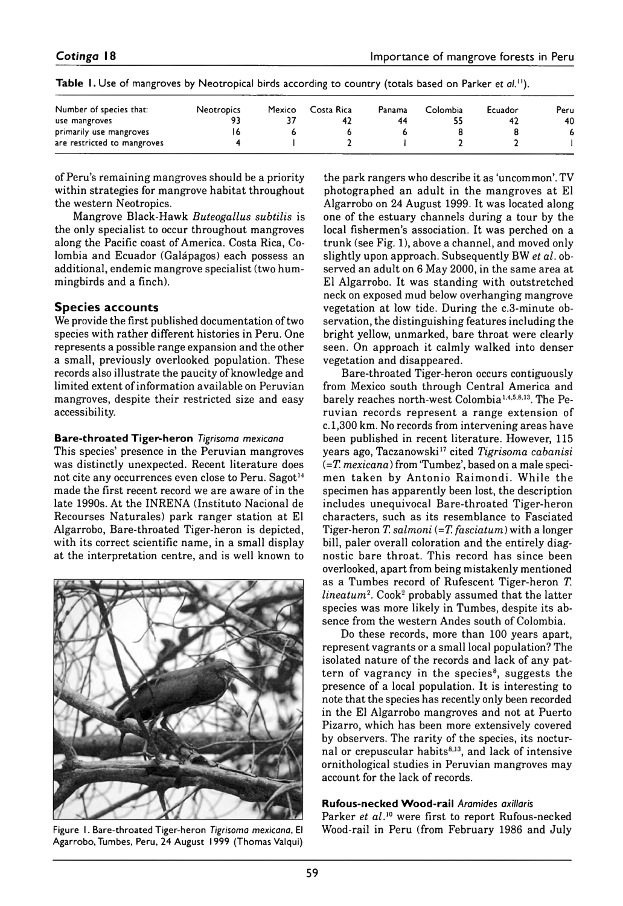**Table 1.** Use of mangroves by Neotropical birds according to country (totals based on Parker *et al.*[11]).

| Number of species that: | Neotropics | Mexico | Costa Rica | Panama | Colombia | Ecuador | Peru |
|---|---|---|---|---|---|---|---|
| use mangroves | 93 | 37 | 42 | 44 | 55 | 42 | 40 |
| primarily use mangroves | 16 | 6 | 6 | 6 | 8 | 8 | 6 |
| are restricted to mangroves | 4 | 1 | 2 | 1 | 2 | 2 | 1 |

of Peru's remaining mangroves should be a priority within strategies for mangrove habitat throughout the western Neotropics.

Mangrove Black-Hawk *Buteogallus subtilis* is the only specialist to occur throughout mangroves along the Pacific coast of America. Costa Rica, Colombia and Ecuador (Galápagos) each possess an additional, endemic mangrove specialist (two hummingbirds and a finch).

## Species accounts

We provide the first published documentation of two species with rather different histories in Peru. One represents a possible range expansion and the other a small, previously overlooked population. These records also illustrate the paucity of knowledge and limited extent of information available on Peruvian mangroves, despite their restricted size and easy accessibility.

### Bare-throated Tiger-heron *Tigrisoma mexicana*

This species' presence in the Peruvian mangroves was distinctly unexpected. Recent literature does not cite any occurrences even close to Peru. Sagot[14] made the first recent record we are aware of in the late 1990s. At the INRENA (Instituto Nacional de Recourses Naturales) park ranger station at El Algarrobo, Bare-throated Tiger-heron is depicted, with its correct scientific name, in a small display at the interpretation centre, and is well known to the park rangers who describe it as 'uncommon'. TV photographed an adult in the mangroves at El Algarrobo on 24 August 1999. It was located along one of the estuary channels during a tour by the local fishermen's association. It was perched on a trunk (see Fig. 1), above a channel, and moved only slightly upon approach. Subsequently BW *et al.* observed an adult on 6 May 2000, in the same area at El Algarrobo. It was standing with outstretched neck on exposed mud below overhanging mangrove vegetation at low tide. During the c.3-minute observation, the distinguishing features including the bright yellow, unmarked, bare throat were clearly seen. On approach it calmly walked into denser vegetation and disappeared.

Figure 1. Bare-throated Tiger-heron *Tigrisoma mexicana*, El Agarrobo, Tumbes, Peru, 24 August 1999 (Thomas Valqui)

Bare-throated Tiger-heron occurs contiguously from Mexico south through Central America and barely reaches north-west Colombia[1,4,5,8,13]. The Peruvian records represent a range extension of c.1,300 km. No records from intervening areas have been published in recent literature. However, 115 years ago, Taczanowski[17] cited *Tigrisoma cabanisi* (=*T. mexicana*) from 'Tumbez', based on a male specimen taken by Antonio Raimondi. While the specimen has apparently been lost, the description includes unequivocal Bare-throated Tiger-heron characters, such as its resemblance to Fasciated Tiger-heron *T. salmoni* (=*T. fasciatum*) with a longer bill, paler overall coloration and the entirely diagnostic bare throat. This record has since been overlooked, apart from being mistakenly mentioned as a Tumbes record of Rufescent Tiger-heron *T. lineatum*[2]. Cook[2] probably assumed that the latter species was more likely in Tumbes, despite its absence from the western Andes south of Colombia.

Do these records, more than 100 years apart, represent vagrants or a small local population? The isolated nature of the records and lack of any pattern of vagrancy in the species[8], suggests the presence of a local population. It is interesting to note that the species has recently only been recorded in the El Algarrobo mangroves and not at Puerto Pizarro, which has been more extensively covered by observers. The rarity of the species, its nocturnal or crepuscular habits[8,13], and lack of intensive ornithological studies in Peruvian mangroves may account for the lack of records.

### Rufous-necked Wood-rail *Aramides axillaris*

Parker *et al.*[10] were first to report Rufous-necked Wood-rail in Peru (from February 1986 and July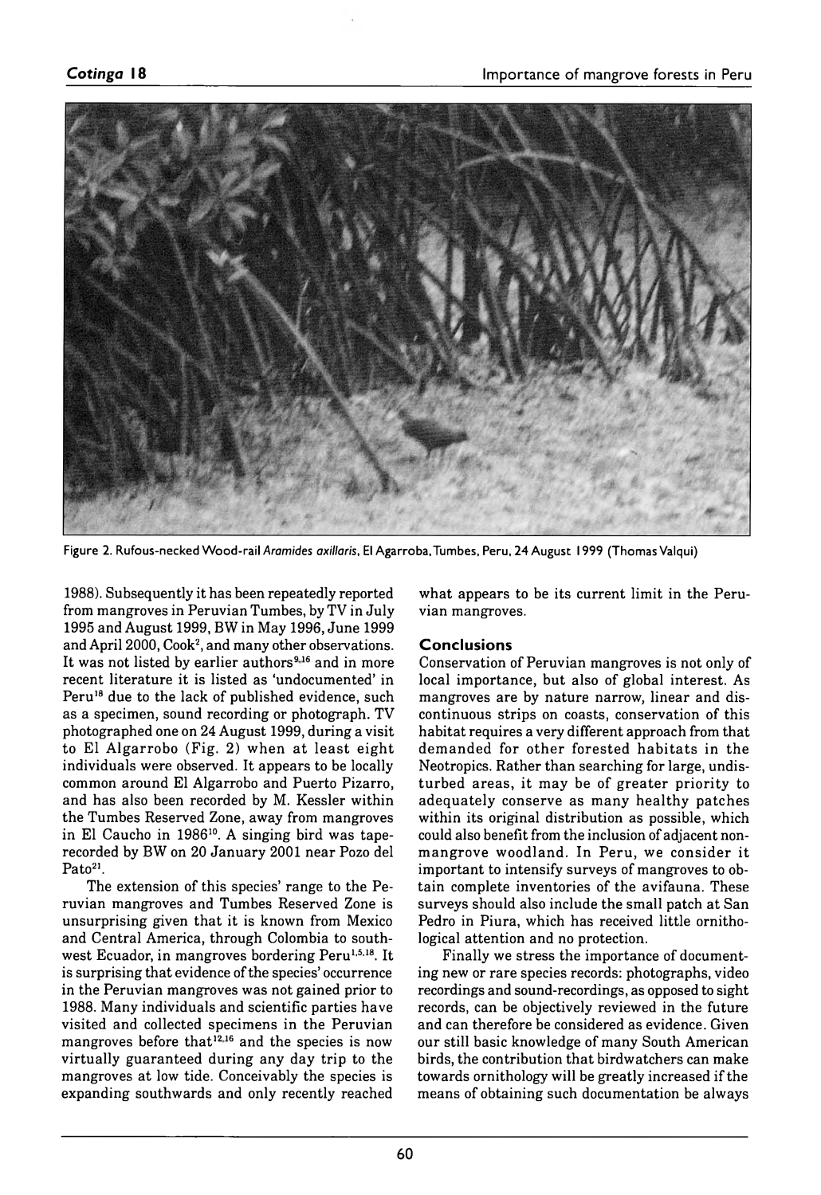Figure 2. Rufous-necked Wood-rail *Aramides axillaris*, El Agarroba, Tumbes, Peru, 24 August 1999 (Thomas Valqui)

1988). Subsequently it has been repeatedly reported from mangroves in Peruvian Tumbes, by TV in July 1995 and August 1999, BW in May 1996, June 1999 and April 2000, Cook[2], and many other observations. It was not listed by earlier authors[9,16] and in more recent literature it is listed as 'undocumented' in Peru[18] due to the lack of published evidence, such as a specimen, sound recording or photograph. TV photographed one on 24 August 1999, during a visit to El Algarrobo (Fig. 2) when at least eight individuals were observed. It appears to be locally common around El Algarrobo and Puerto Pizarro, and has also been recorded by M. Kessler within the Tumbes Reserved Zone, away from mangroves in El Caucho in 1986[10]. A singing bird was tape-recorded by BW on 20 January 2001 near Pozo del Pato[21].

The extension of this species' range to the Peruvian mangroves and Tumbes Reserved Zone is unsurprising given that it is known from Mexico and Central America, through Colombia to south-west Ecuador, in mangroves bordering Peru[1,5,18]. It is surprising that evidence of the species' occurrence in the Peruvian mangroves was not gained prior to 1988. Many individuals and scientific parties have visited and collected specimens in the Peruvian mangroves before that[12,16] and the species is now virtually guaranteed during any day trip to the mangroves at low tide. Conceivably the species is expanding southwards and only recently reached what appears to be its current limit in the Peruvian mangroves.

## Conclusions

Conservation of Peruvian mangroves is not only of local importance, but also of global interest. As mangroves are by nature narrow, linear and discontinuous strips on coasts, conservation of this habitat requires a very different approach from that demanded for other forested habitats in the Neotropics. Rather than searching for large, undisturbed areas, it may be of greater priority to adequately conserve as many healthy patches within its original distribution as possible, which could also benefit from the inclusion of adjacent non-mangrove woodland. In Peru, we consider it important to intensify surveys of mangroves to obtain complete inventories of the avifauna. These surveys should also include the small patch at San Pedro in Piura, which has received little ornithological attention and no protection.

Finally we stress the importance of documenting new or rare species records: photographs, video recordings and sound-recordings, as opposed to sight records, can be objectively reviewed in the future and can therefore be considered as evidence. Given our still basic knowledge of many South American birds, the contribution that birdwatchers can make towards ornithology will be greatly increased if the means of obtaining such documentation be always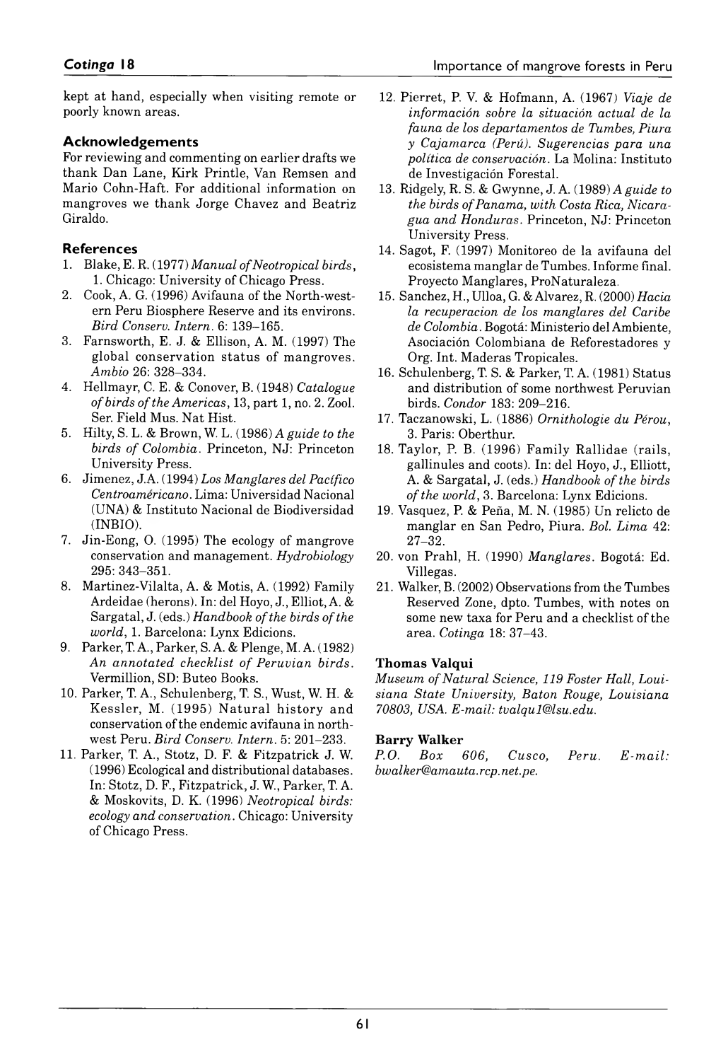kept at hand, especially when visiting remote or poorly known areas.

### Acknowledgements

For reviewing and commenting on earlier drafts we thank Dan Lane, Kirk Printle, Van Remsen and Mario Cohn-Haft. For additional information on mangroves we thank Jorge Chavez and Beatriz Giraldo.

### References

1. Blake, E. R. (1977) *Manual of Neotropical birds*, 1. Chicago: University of Chicago Press.
2. Cook, A. G. (1996) Avifauna of the North-western Peru Biosphere Reserve and its environs. *Bird Conserv. Intern.* 6: 139–165.
3. Farnsworth, E. J. & Ellison, A. M. (1997) The global conservation status of mangroves. *Ambio* 26: 328–334.
4. Hellmayr, C. E. & Conover, B. (1948) *Catalogue of birds of the Americas*, 13, part 1, no. 2. Zool. Ser. Field Mus. Nat Hist.
5. Hilty, S. L. & Brown, W. L. (1986) *A guide to the birds of Colombia*. Princeton, NJ: Princeton University Press.
6. Jimenez, J.A. (1994) *Los Manglares del Pacífico Centroaméricano*. Lima: Universidad Nacional (UNA) & Instituto Nacional de Biodiversidad (INBIO).
7. Jin-Eong, O. (1995) The ecology of mangrove conservation and management. *Hydrobiology* 295: 343–351.
8. Martinez-Vilalta, A. & Motis, A. (1992) Family Ardeidae (herons). In: del Hoyo, J., Elliot, A. & Sargatal, J. (eds.) *Handbook of the birds of the world*, 1. Barcelona: Lynx Edicions.
9. Parker, T. A., Parker, S. A. & Plenge, M. A. (1982) *An annotated checklist of Peruvian birds*. Vermillion, SD: Buteo Books.
10. Parker, T. A., Schulenberg, T. S., Wust, W. H. & Kessler, M. (1995) Natural history and conservation of the endemic avifauna in north-west Peru. *Bird Conserv. Intern.* 5: 201–233.
11. Parker, T. A., Stotz, D. F. & Fitzpatrick J. W. (1996) Ecological and distributional databases. In: Stotz, D. F., Fitzpatrick, J. W., Parker, T. A. & Moskovits, D. K. (1996) *Neotropical birds: ecology and conservation*. Chicago: University of Chicago Press.
12. Pierret, P. V. & Hofmann, A. (1967) *Viaje de información sobre la situación actual de la fauna de los departamentos de Tumbes, Piura y Cajamarca (Perú). Sugerencias para una política de conservación*. La Molina: Instituto de Investigación Forestal.
13. Ridgely, R. S. & Gwynne, J. A. (1989) *A guide to the birds of Panama, with Costa Rica, Nicaragua and Honduras*. Princeton, NJ: Princeton University Press.
14. Sagot, F. (1997) Monitoreo de la avifauna del ecosistema manglar de Tumbes. Informe final. Proyecto Manglares, ProNaturaleza.
15. Sanchez, H., Ulloa, G. & Alvarez, R. (2000) *Hacia la recuperacion de los manglares del Caribe de Colombia*. Bogotá: Ministerio del Ambiente, Asociación Colombiana de Reforestadores y Org. Int. Maderas Tropicales.
16. Schulenberg, T. S. & Parker, T. A. (1981) Status and distribution of some northwest Peruvian birds. *Condor* 183: 209–216.
17. Taczanowski, L. (1886) *Ornithologie du Pérou*, 3. Paris: Oberthur.
18. Taylor, P. B. (1996) Family Rallidae (rails, gallinules and coots). In: del Hoyo, J., Elliott, A. & Sargatal, J. (eds.) *Handbook of the birds of the world*, 3. Barcelona: Lynx Edicions.
19. Vasquez, P. & Peña, M. N. (1985) Un relicto de manglar en San Pedro, Piura. *Bol. Lima* 42: 27–32.
20. von Prahl, H. (1990) *Manglares*. Bogotá: Ed. Villegas.
21. Walker, B. (2002) Observations from the Tumbes Reserved Zone, dpto. Tumbes, with notes on some new taxa for Peru and a checklist of the area. *Cotinga* 18: 37–43.

**Thomas Valqui**

*Museum of Natural Science, 119 Foster Hall, Louisiana State University, Baton Rouge, Louisiana 70803, USA. E-mail: tvalqu1@lsu.edu.*

**Barry Walker**

*P.O. Box 606, Cusco, Peru. E-mail: bwalker@amauta.rcp.net.pe.*